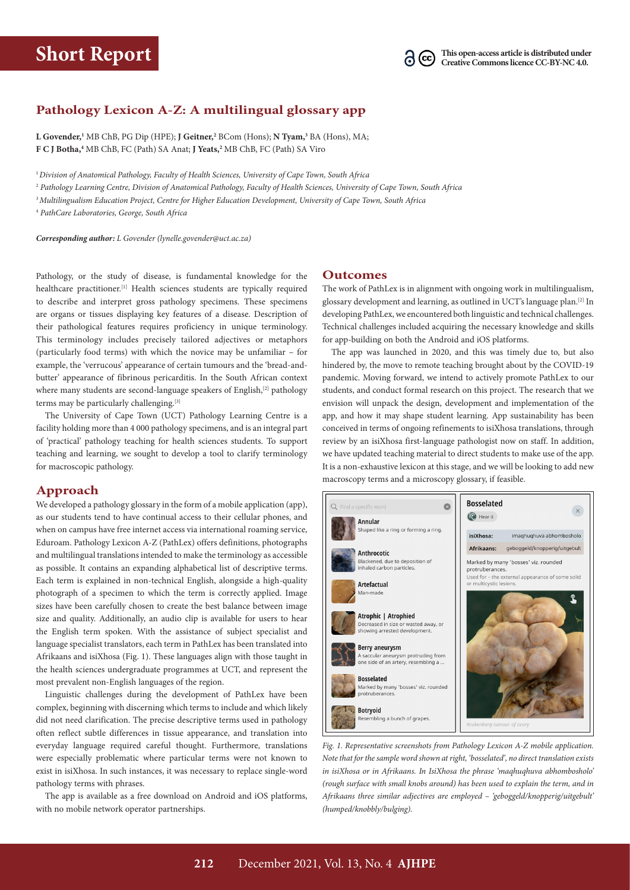Short Report

This open-access article is distributed under Creative Commons licence CC-BY-NC 4.0.

# Pathology Lexicon A-Z: A multilingual glossary app

**L Govender,**[1] MB ChB, PG Dip (HPE); **J Geitner,**[2] BCom (Hons); **N Tyam,**[3] BA (Hons), MA; **F C J Botha,**[4] MB ChB, FC (Path) SA Anat; **J Yeats,**[2] MB ChB, FC (Path) SA Viro

[1] *Division of Anatomical Pathology, Faculty of Health Sciences, University of Cape Town, South Africa*
[2] *Pathology Learning Centre, Division of Anatomical Pathology, Faculty of Health Sciences, University of Cape Town, South Africa*
[3] *Multilingualism Education Project, Centre for Higher Education Development, University of Cape Town, South Africa*
[4] *PathCare Laboratories, George, South Africa*

***Corresponding author:*** *L Govender (lynelle.govender@uct.ac.za)*

Pathology, or the study of disease, is fundamental knowledge for the healthcare practitioner.[1] Health sciences students are typically required to describe and interpret gross pathology specimens. These specimens are organs or tissues displaying key features of a disease. Description of their pathological features requires proficiency in unique terminology. This terminology includes precisely tailored adjectives or metaphors (particularly food terms) with which the novice may be unfamiliar – for example, the 'verrucous' appearance of certain tumours and the 'bread-and-butter' appearance of fibrinous pericarditis. In the South African context where many students are second-language speakers of English,[2] pathology terms may be particularly challenging.[3]

The University of Cape Town (UCT) Pathology Learning Centre is a facility holding more than 4 000 pathology specimens, and is an integral part of 'practical' pathology teaching for health sciences students. To support teaching and learning, we sought to develop a tool to clarify terminology for macroscopic pathology.

## Approach

We developed a pathology glossary in the form of a mobile application (app), as our students tend to have continual access to their cellular phones, and when on campus have free internet access via international roaming service, Eduroam. Pathology Lexicon A-Z (PathLex) offers definitions, photographs and multilingual translations intended to make the terminology as accessible as possible. It contains an expanding alphabetical list of descriptive terms. Each term is explained in non-technical English, alongside a high-quality photograph of a specimen to which the term is correctly applied. Image sizes have been carefully chosen to create the best balance between image size and quality. Additionally, an audio clip is available for users to hear the English term spoken. With the assistance of subject specialist and language specialist translators, each term in PathLex has been translated into Afrikaans and isiXhosa (Fig. 1). These languages align with those taught in the health sciences undergraduate programmes at UCT, and represent the most prevalent non-English languages of the region.

Linguistic challenges during the development of PathLex have been complex, beginning with discerning which terms to include and which likely did not need clarification. The precise descriptive terms used in pathology often reflect subtle differences in tissue appearance, and translation into everyday language required careful thought. Furthermore, translations were especially problematic where particular terms were not known to exist in isiXhosa. In such instances, it was necessary to replace single-word pathology terms with phrases.

The app is available as a free download on Android and iOS platforms, with no mobile network operator partnerships.

## Outcomes

The work of PathLex is in alignment with ongoing work in multilingualism, glossary development and learning, as outlined in UCT's language plan.[2] In developing PathLex, we encountered both linguistic and technical challenges. Technical challenges included acquiring the necessary knowledge and skills for app-building on both the Android and iOS platforms.

The app was launched in 2020, and this was timely due to, but also hindered by, the move to remote teaching brought about by the COVID-19 pandemic. Moving forward, we intend to actively promote PathLex to our students, and conduct formal research on this project. The research that we envision will unpack the design, development and implementation of the app, and how it may shape student learning. App sustainability has been conceived in terms of ongoing refinements to isiXhosa translations, through review by an isiXhosa first-language pathologist now on staff. In addition, we have updated teaching material to direct students to make use of the app. It is a non-exhaustive lexicon at this stage, and we will be looking to add new macroscopy terms and a microscopy glossary, if feasible.

*Fig. 1. Representative screenshots from Pathology Lexicon A-Z mobile application. Note that for the sample word shown at right, 'bosselated', no direct translation exists in isiXhosa or in Afrikaans. In IsiXhosa the phrase 'maqhuqhuva abhombosholo' (rough surface with small knobs around) has been used to explain the term, and in Afrikaans three similar adjectives are employed – 'geboggeld/knopperig/uitgebult' (humped/knobbly/bulging).*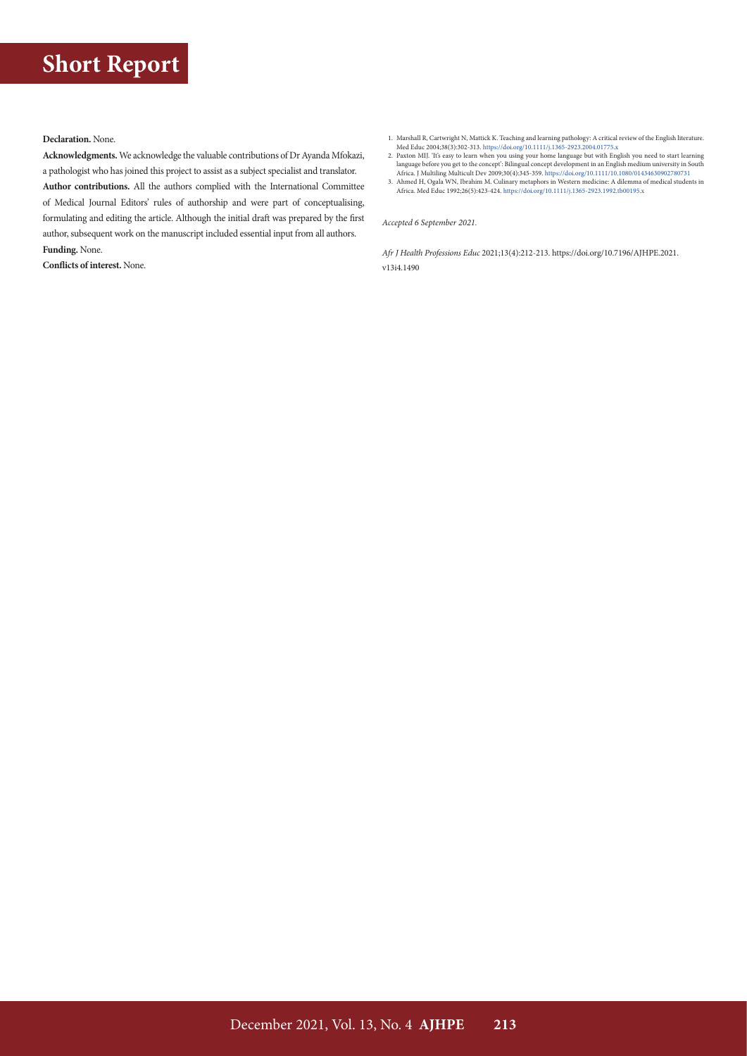**Declaration.** None.

**Acknowledgments.** We acknowledge the valuable contributions of Dr Ayanda Mfokazi, a pathologist who has joined this project to assist as a subject specialist and translator.

**Author contributions.** All the authors complied with the International Committee of Medical Journal Editors' rules of authorship and were part of conceptualising, formulating and editing the article. Although the initial draft was prepared by the first author, subsequent work on the manuscript included essential input from all authors.

**Funding.** None.

**Conflicts of interest.** None.

1. Marshall R, Cartwright N, Mattick K. Teaching and learning pathology: A critical review of the English literature. Med Educ 2004;38(3):302-313. https://doi.org/10.1111/j.1365-2923.2004.01775.x
2. Paxton MIJ. 'It's easy to learn when you using your home language but with English you need to start learning language before you get to the concept': Bilingual concept development in an English medium university in South Africa. J Multiling Multicult Dev 2009;30(4):345-359. https://doi.org/10.1111/10.1080/01434630902780731
3. Ahmed H, Ogala WN, Ibrahim M. Culinary metaphors in Western medicine: A dilemma of medical students in Africa. Med Educ 1992;26(5):423-424. https://doi.org/10.1111/j.1365-2923.1992.tb00195.x

*Accepted 6 September 2021.*

*Afr J Health Professions Educ* 2021;13(4):212-213. https://doi.org/10.7196/AJHPE.2021.v13i4.1490